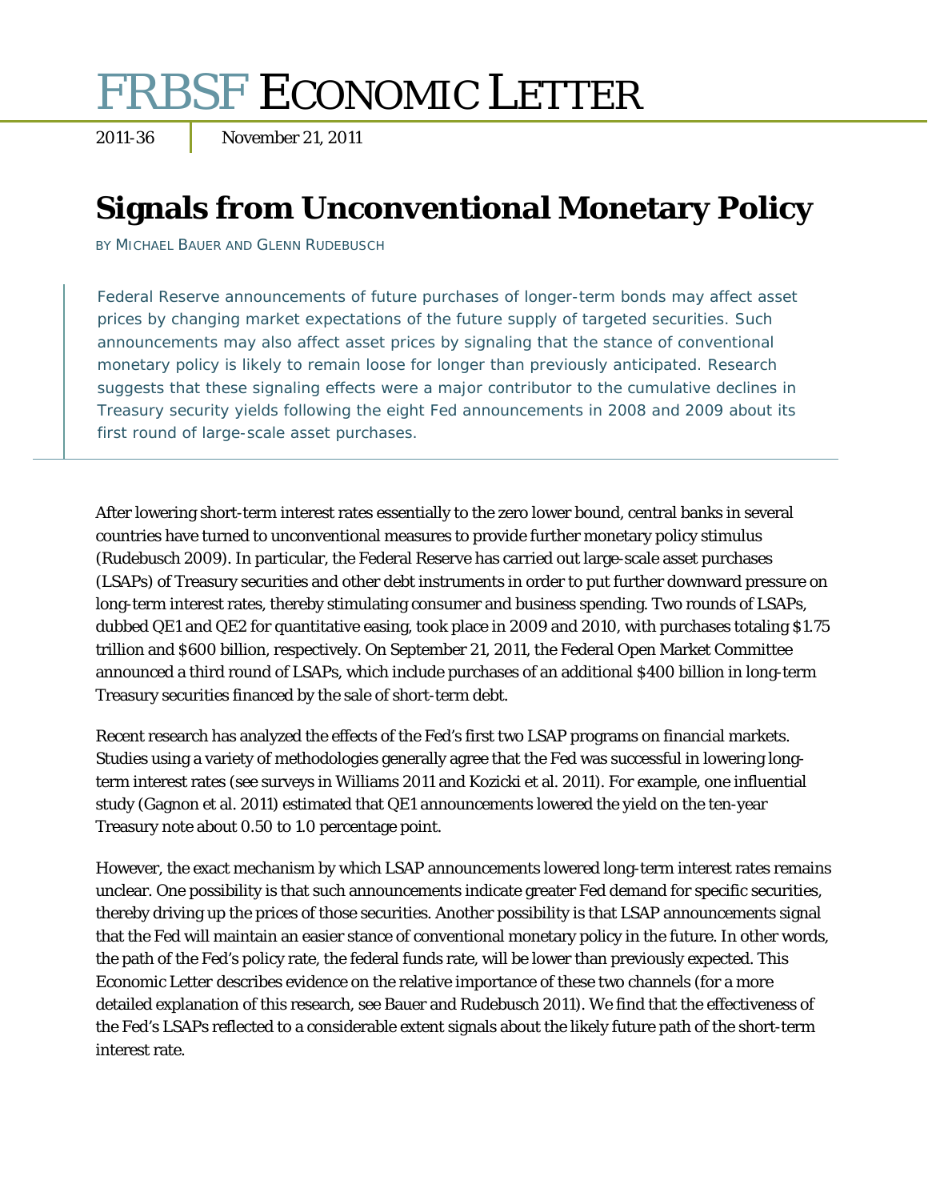# FRBSF ECONOMIC LETTER

2011-36 | November 21, 2011

## Signals from Unconventional Monetary Policy

BY MICHAEL BAUER AND GLENN RUDEBUSCH

Federal Reserve announcements of future purchases of longer-term bonds may affect asset prices by changing market expectations of the future supply of targeted securities. Such announcements may also affect asset prices by signaling that the stance of conventional monetary policy is likely to remain loose for longer than previously anticipated. Research suggests that these signaling effects were a major contributor to the cumulative declines in Treasury security yields following the eight Fed announcements in 2008 and 2009 about its first round of large-scale asset purchases.

After lowering short-term interest rates essentially to the zero lower bound, central banks in several countries have turned to unconventional measures to provide further monetary policy stimulus (Rudebusch 2009). In particular, the Federal Reserve has carried out large-scale asset purchases (LSAPs) of Treasury securities and other debt instruments in order to put further downward pressure on long-term interest rates, thereby stimulating consumer and business spending. Two rounds of LSAPs, dubbed QE1 and QE2 for quantitative easing, took place in 2009 and 2010, with purchases totaling $1.75 trillion and $600 billion, respectively. On September 21, 2011, the Federal Open Market Committee announced a third round of LSAPs, which include purchases of an additional $400 billion in long-term Treasury securities financed by the sale of short-term debt.

Recent research has analyzed the effects of the Fed's first two LSAP programs on financial markets. Studies using a variety of methodologies generally agree that the Fed was successful in lowering long-term interest rates (see surveys in Williams 2011 and Kozicki et al. 2011). For example, one influential study (Gagnon et al. 2011) estimated that QE1 announcements lowered the yield on the ten-year Treasury note about 0.50 to 1.0 percentage point.

However, the exact mechanism by which LSAP announcements lowered long-term interest rates remains unclear. One possibility is that such announcements indicate greater Fed demand for specific securities, thereby driving up the prices of those securities. Another possibility is that LSAP announcements signal that the Fed will maintain an easier stance of conventional monetary policy in the future. In other words, the path of the Fed's policy rate, the federal funds rate, will be lower than previously expected. This Economic Letter describes evidence on the relative importance of these two channels (for a more detailed explanation of this research, see Bauer and Rudebusch 2011). We find that the effectiveness of the Fed's LSAPs reflected to a considerable extent signals about the likely future path of the short-term interest rate.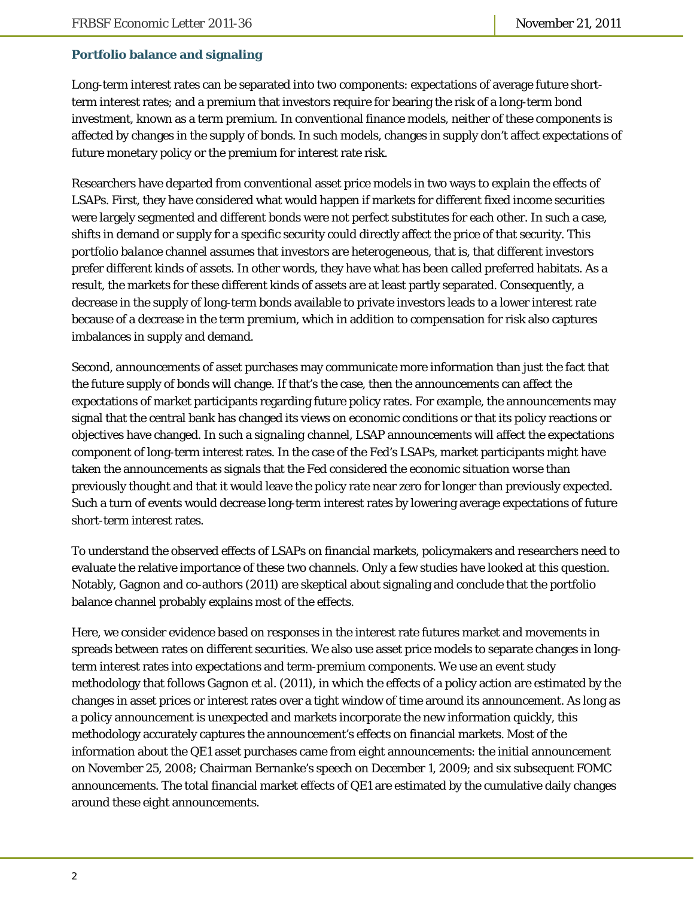### Portfolio balance and signaling

Long-term interest rates can be separated into two components: expectations of average future short-term interest rates; and a premium that investors require for bearing the risk of a long-term bond investment, known as a term premium. In conventional finance models, neither of these components is affected by changes in the supply of bonds. In such models, changes in supply don't affect expectations of future monetary policy or the premium for interest rate risk.

Researchers have departed from conventional asset price models in two ways to explain the effects of LSAPs. First, they have considered what would happen if markets for different fixed income securities were largely segmented and different bonds were not perfect substitutes for each other. In such a case, shifts in demand or supply for a specific security could directly affect the price of that security. This *portfolio balance* channel assumes that investors are heterogeneous, that is, that different investors prefer different kinds of assets. In other words, they have what has been called preferred habitats. As a result, the markets for these different kinds of assets are at least partly separated. Consequently, a decrease in the supply of long-term bonds available to private investors leads to a lower interest rate because of a decrease in the term premium, which in addition to compensation for risk also captures imbalances in supply and demand.

Second, announcements of asset purchases may communicate more information than just the fact that the future supply of bonds will change. If that's the case, then the announcements can affect the expectations of market participants regarding future policy rates. For example, the announcements may signal that the central bank has changed its views on economic conditions or that its policy reactions or objectives have changed. In such a *signaling channel*, LSAP announcements will affect the expectations component of long-term interest rates. In the case of the Fed's LSAPs, market participants might have taken the announcements as signals that the Fed considered the economic situation worse than previously thought and that it would leave the policy rate near zero for longer than previously expected. Such a turn of events would decrease long-term interest rates by lowering average expectations of future short-term interest rates.

To understand the observed effects of LSAPs on financial markets, policymakers and researchers need to evaluate the relative importance of these two channels. Only a few studies have looked at this question. Notably, Gagnon and co-authors (2011) are skeptical about signaling and conclude that the portfolio balance channel probably explains most of the effects.

Here, we consider evidence based on responses in the interest rate futures market and movements in spreads between rates on different securities. We also use asset price models to separate changes in long-term interest rates into expectations and term-premium components. We use an event study methodology that follows Gagnon et al. (2011), in which the effects of a policy action are estimated by the changes in asset prices or interest rates over a tight window of time around its announcement. As long as a policy announcement is unexpected and markets incorporate the new information quickly, this methodology accurately captures the announcement's effects on financial markets. Most of the information about the QE1 asset purchases came from eight announcements: the initial announcement on November 25, 2008; Chairman Bernanke's speech on December 1, 2009; and six subsequent FOMC announcements. The total financial market effects of QE1 are estimated by the cumulative daily changes around these eight announcements.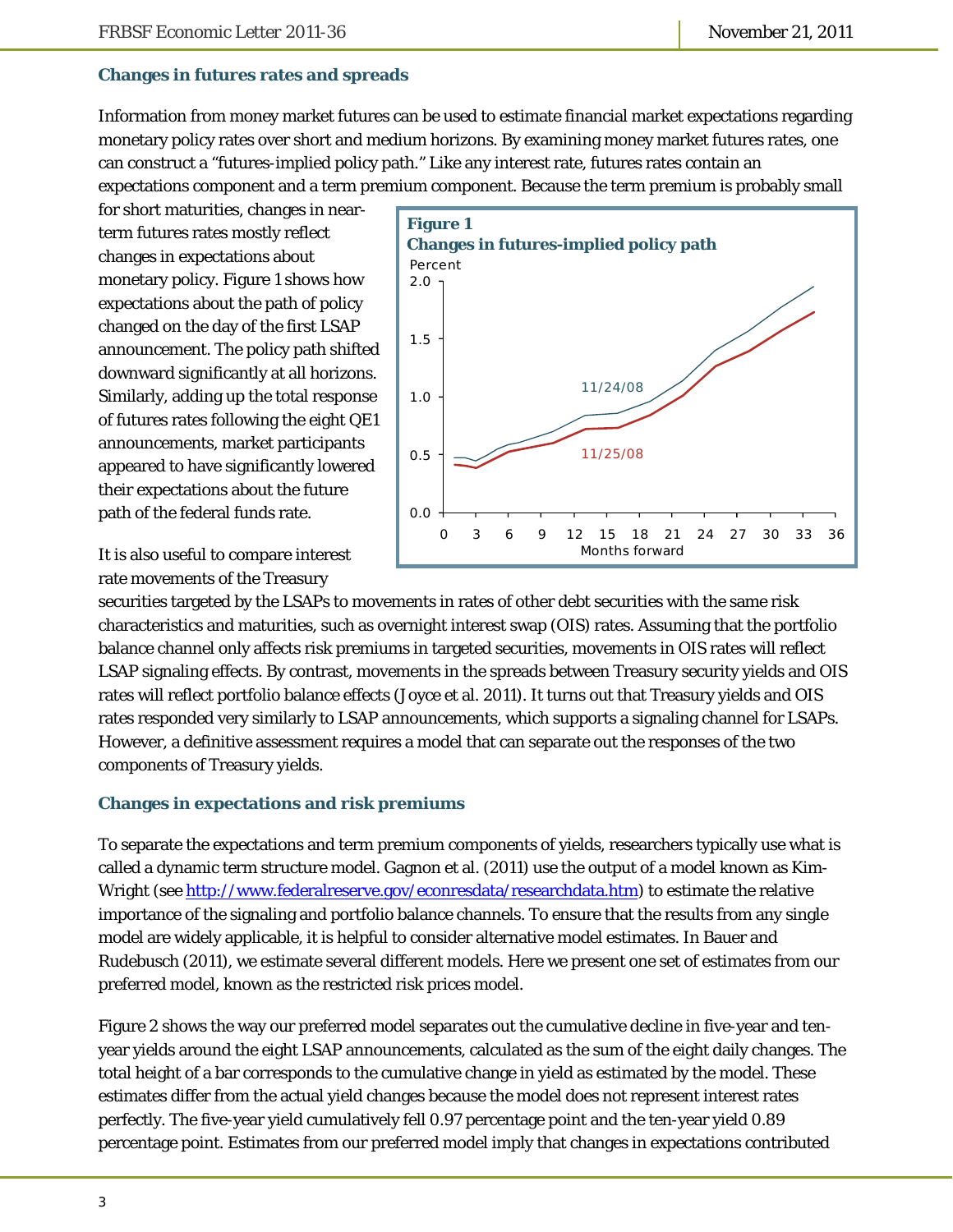### Changes in futures rates and spreads

Information from money market futures can be used to estimate financial market expectations regarding monetary policy rates over short and medium horizons. By examining money market futures rates, one can construct a "futures-implied policy path." Like any interest rate, futures rates contain an expectations component and a term premium component. Because the term premium is probably small for short maturities, changes in near-term futures rates mostly reflect changes in expectations about monetary policy. Figure 1 shows how expectations about the path of policy changed on the day of the first LSAP announcement. The policy path shifted downward significantly at all horizons. Similarly, adding up the total response of futures rates following the eight QE1 announcements, market participants appeared to have significantly lowered their expectations about the future path of the federal funds rate.

**Figure 1**
**Changes in futures-implied policy path**

It is also useful to compare interest rate movements of the Treasury securities targeted by the LSAPs to movements in rates of other debt securities with the same risk characteristics and maturities, such as overnight interest swap (OIS) rates. Assuming that the portfolio balance channel only affects risk premiums in targeted securities, movements in OIS rates will reflect LSAP signaling effects. By contrast, movements in the spreads between Treasury security yields and OIS rates will reflect portfolio balance effects (Joyce et al. 2011). It turns out that Treasury yields and OIS rates responded very similarly to LSAP announcements, which supports a signaling channel for LSAPs. However, a definitive assessment requires a model that can separate out the responses of the two components of Treasury yields.

### Changes in expectations and risk premiums

To separate the expectations and term premium components of yields, researchers typically use what is called a dynamic term structure model. Gagnon et al. (2011) use the output of a model known as Kim-Wright (see http://www.federalreserve.gov/econresdata/researchdata.htm) to estimate the relative importance of the signaling and portfolio balance channels. To ensure that the results from any single model are widely applicable, it is helpful to consider alternative model estimates. In Bauer and Rudebusch (2011), we estimate several different models. Here we present one set of estimates from our preferred model, known as the restricted risk prices model.

Figure 2 shows the way our preferred model separates out the cumulative decline in five-year and ten-year yields around the eight LSAP announcements, calculated as the sum of the eight daily changes. The total height of a bar corresponds to the cumulative change in yield as estimated by the model. These estimates differ from the actual yield changes because the model does not represent interest rates perfectly. The five-year yield cumulatively fell 0.97 percentage point and the ten-year yield 0.89 percentage point. Estimates from our preferred model imply that changes in expectations contributed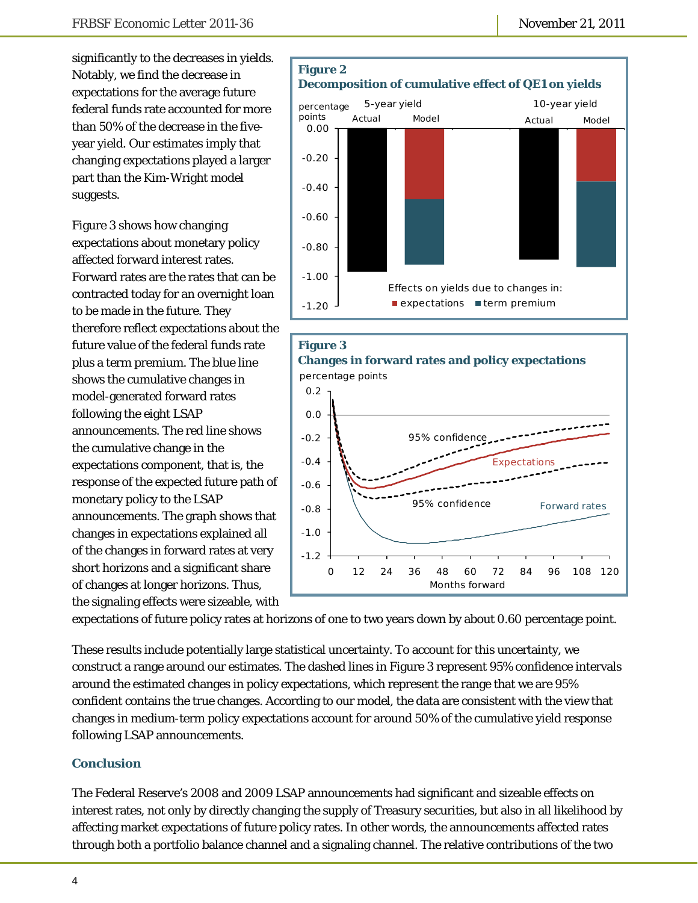significantly to the decreases in yields. Notably, we find the decrease in expectations for the average future federal funds rate accounted for more than 50% of the decrease in the five-year yield. Our estimates imply that changing expectations played a larger part than the Kim-Wright model suggests.

Figure 3 shows how changing expectations about monetary policy affected forward interest rates. Forward rates are the rates that can be contracted today for an overnight loan to be made in the future. They therefore reflect expectations about the future value of the federal funds rate plus a term premium. The blue line shows the cumulative changes in model-generated forward rates following the eight LSAP announcements. The red line shows the cumulative change in the expectations component, that is, the response of the expected future path of monetary policy to the LSAP announcements. The graph shows that changes in expectations explained all of the changes in forward rates at very short horizons and a significant share of changes at longer horizons. Thus, the signaling effects were sizeable, with expectations of future policy rates at horizons of one to two years down by about 0.60 percentage point.

**Figure 2**
**Decomposition of cumulative effect of QE1 on yields**

**Figure 3**
**Changes in forward rates and policy expectations**

These results include potentially large statistical uncertainty. To account for this uncertainty, we construct a range around our estimates. The dashed lines in Figure 3 represent 95% confidence intervals around the estimated changes in policy expectations, which represent the range that we are 95% confident contains the true changes. According to our model, the data are consistent with the view that changes in medium-term policy expectations account for around 50% of the cumulative yield response following LSAP announcements.

## Conclusion

The Federal Reserve's 2008 and 2009 LSAP announcements had significant and sizeable effects on interest rates, not only by directly changing the supply of Treasury securities, but also in all likelihood by affecting market expectations of future policy rates. In other words, the announcements affected rates through both a portfolio balance channel and a signaling channel. The relative contributions of the two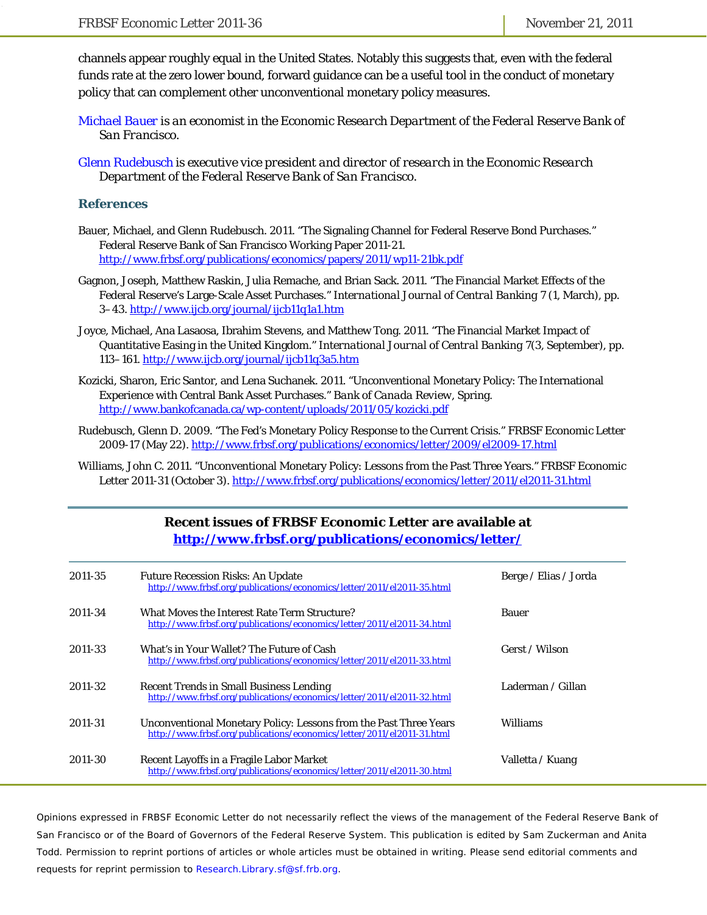channels appear roughly equal in the United States. Notably this suggests that, even with the federal funds rate at the zero lower bound, forward guidance can be a useful tool in the conduct of monetary policy that can complement other unconventional monetary policy measures.

Michael Bauer *is an economist in the Economic Research Department of the Federal Reserve Bank of San Francisco.*

Glenn Rudebusch *is executive vice president and director of research in the Economic Research Department of the Federal Reserve Bank of San Francisco.*

## References

Bauer, Michael, and Glenn Rudebusch. 2011. "The Signaling Channel for Federal Reserve Bond Purchases." Federal Reserve Bank of San Francisco Working Paper 2011-21. http://www.frbsf.org/publications/economics/papers/2011/wp11-21bk.pdf

Gagnon, Joseph, Matthew Raskin, Julia Remache, and Brian Sack. 2011. "The Financial Market Effects of the Federal Reserve's Large-Scale Asset Purchases." *International Journal of Central Banking* 7 (1, March), pp. 3–43. http://www.ijcb.org/journal/ijcb11q1a1.htm

Joyce, Michael, Ana Lasaosa, Ibrahim Stevens, and Matthew Tong. 2011. "The Financial Market Impact of Quantitative Easing in the United Kingdom." *International Journal of Central Banking* 7(3, September), pp. 113–161. http://www.ijcb.org/journal/ijcb11q3a5.htm

Kozicki, Sharon, Eric Santor, and Lena Suchanek. 2011. "Unconventional Monetary Policy: The International Experience with Central Bank Asset Purchases." *Bank of Canada Review*, Spring. http://www.bankofcanada.ca/wp-content/uploads/2011/05/kozicki.pdf

Rudebusch, Glenn D. 2009. "The Fed's Monetary Policy Response to the Current Crisis." FRBSF Economic Letter 2009-17 (May 22). http://www.frbsf.org/publications/economics/letter/2009/el2009-17.html

Williams, John C. 2011. "Unconventional Monetary Policy: Lessons from the Past Three Years." FRBSF Economic Letter 2011-31 (October 3). http://www.frbsf.org/publications/economics/letter/2011/el2011-31.html

**Recent issues of FRBSF Economic Letter are available at**
**http://www.frbsf.org/publications/economics/letter/**

| | | |
|---|---|---|
| 2011-35 | Future Recession Risks: An Update http://www.frbsf.org/publications/economics/letter/2011/el2011-35.html | Berge / Elias / Jorda |
| 2011-34 | What Moves the Interest Rate Term Structure? http://www.frbsf.org/publications/economics/letter/2011/el2011-34.html | Bauer |
| 2011-33 | What's in Your Wallet? The Future of Cash http://www.frbsf.org/publications/economics/letter/2011/el2011-33.html | Gerst / Wilson |
| 2011-32 | Recent Trends in Small Business Lending http://www.frbsf.org/publications/economics/letter/2011/el2011-32.html | Laderman / Gillan |
| 2011-31 | Unconventional Monetary Policy: Lessons from the Past Three Years http://www.frbsf.org/publications/economics/letter/2011/el2011-31.html | Williams |
| 2011-30 | Recent Layoffs in a Fragile Labor Market http://www.frbsf.org/publications/economics/letter/2011/el2011-30.html | Valletta / Kuang |

Opinions expressed in FRBSF Economic Letter do not necessarily reflect the views of the management of the Federal Reserve Bank of San Francisco or of the Board of Governors of the Federal Reserve System. This publication is edited by Sam Zuckerman and Anita Todd. Permission to reprint portions of articles or whole articles must be obtained in writing. Please send editorial comments and requests for reprint permission to Research.Library.sf@sf.frb.org.